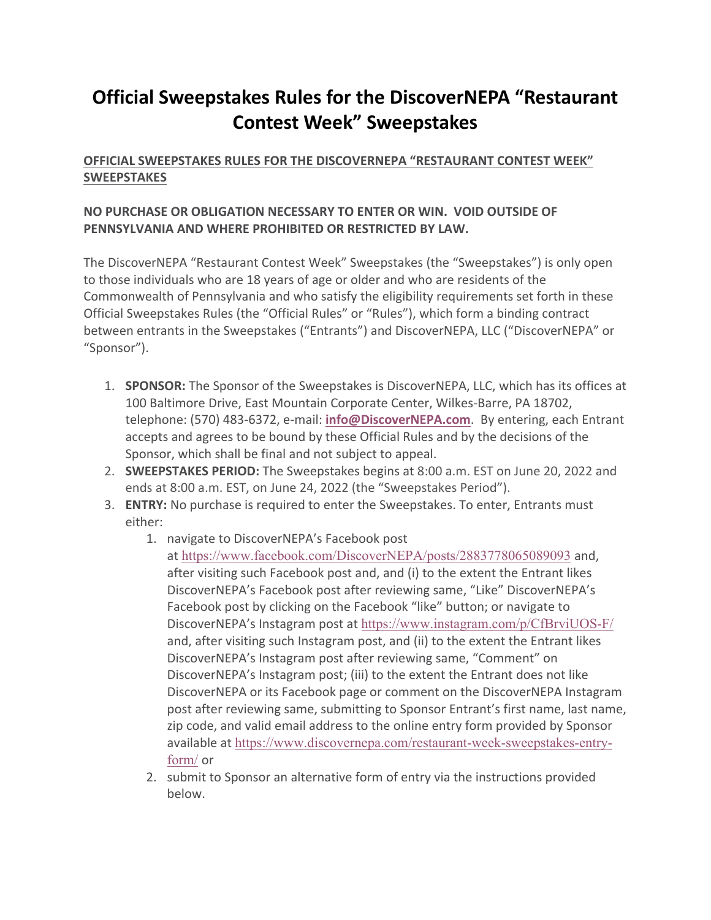# Official Sweepstakes Rules for the DiscoverNEPA "Restaurant Contest Week" Sweepstakes

**OFFICIAL SWEEPSTAKES RULES FOR THE DISCOVERNEPA "RESTAURANT CONTEST WEEK" SWEEPSTAKES**

**NO PURCHASE OR OBLIGATION NECESSARY TO ENTER OR WIN. VOID OUTSIDE OF PENNSYLVANIA AND WHERE PROHIBITED OR RESTRICTED BY LAW.**

The DiscoverNEPA "Restaurant Contest Week" Sweepstakes (the "Sweepstakes") is only open to those individuals who are 18 years of age or older and who are residents of the Commonwealth of Pennsylvania and who satisfy the eligibility requirements set forth in these Official Sweepstakes Rules (the "Official Rules" or "Rules"), which form a binding contract between entrants in the Sweepstakes ("Entrants") and DiscoverNEPA, LLC ("DiscoverNEPA" or "Sponsor").

1. **SPONSOR:** The Sponsor of the Sweepstakes is DiscoverNEPA, LLC, which has its offices at 100 Baltimore Drive, East Mountain Corporate Center, Wilkes-Barre, PA 18702, telephone: (570) 483-6372, e-mail: **info@DiscoverNEPA.com**. By entering, each Entrant accepts and agrees to be bound by these Official Rules and by the decisions of the Sponsor, which shall be final and not subject to appeal.
2. **SWEEPSTAKES PERIOD:** The Sweepstakes begins at 8:00 a.m. EST on June 20, 2022 and ends at 8:00 a.m. EST, on June 24, 2022 (the "Sweepstakes Period").
3. **ENTRY:** No purchase is required to enter the Sweepstakes. To enter, Entrants must either:
   1. navigate to DiscoverNEPA's Facebook post at https://www.facebook.com/DiscoverNEPA/posts/2883778065089093 and, after visiting such Facebook post and, and (i) to the extent the Entrant likes DiscoverNEPA's Facebook post after reviewing same, "Like" DiscoverNEPA's Facebook post by clicking on the Facebook "like" button; or navigate to DiscoverNEPA's Instagram post at https://www.instagram.com/p/CfBrviUOS-F/ and, after visiting such Instagram post, and (ii) to the extent the Entrant likes DiscoverNEPA's Instagram post after reviewing same, "Comment" on DiscoverNEPA's Instagram post; (iii) to the extent the Entrant does not like DiscoverNEPA or its Facebook page or comment on the DiscoverNEPA Instagram post after reviewing same, submitting to Sponsor Entrant's first name, last name, zip code, and valid email address to the online entry form provided by Sponsor available at https://www.discovernepa.com/restaurant-week-sweepstakes-entry-form/ or
   2. submit to Sponsor an alternative form of entry via the instructions provided below.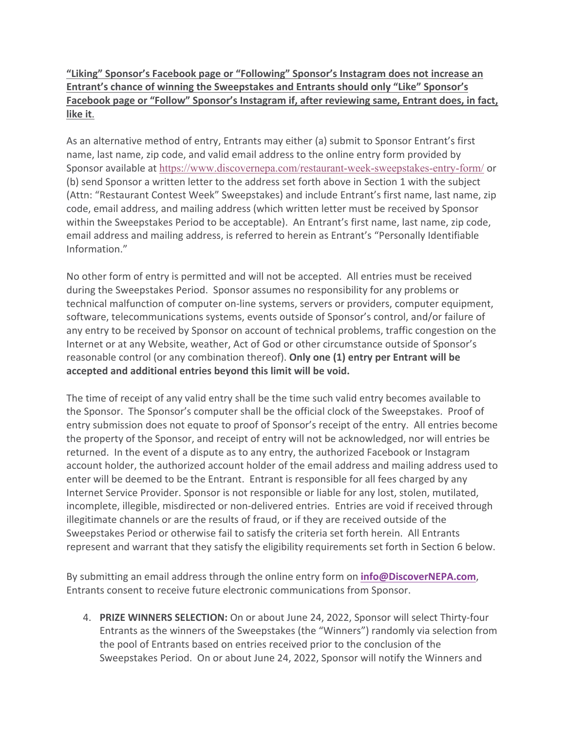**<u>"Liking" Sponsor's Facebook page or "Following" Sponsor's Instagram does not increase an Entrant's chance of winning the Sweepstakes and Entrants should only "Like" Sponsor's Facebook page or "Follow" Sponsor's Instagram if, after reviewing same, Entrant does, in fact, like it</u>**.

As an alternative method of entry, Entrants may either (a) submit to Sponsor Entrant's first name, last name, zip code, and valid email address to the online entry form provided by Sponsor available at https://www.discovernepa.com/restaurant-week-sweepstakes-entry-form/ or (b) send Sponsor a written letter to the address set forth above in Section 1 with the subject (Attn: "Restaurant Contest Week" Sweepstakes) and include Entrant's first name, last name, zip code, email address, and mailing address (which written letter must be received by Sponsor within the Sweepstakes Period to be acceptable). An Entrant's first name, last name, zip code, email address and mailing address, is referred to herein as Entrant's "Personally Identifiable Information."

No other form of entry is permitted and will not be accepted. All entries must be received during the Sweepstakes Period. Sponsor assumes no responsibility for any problems or technical malfunction of computer on-line systems, servers or providers, computer equipment, software, telecommunications systems, events outside of Sponsor's control, and/or failure of any entry to be received by Sponsor on account of technical problems, traffic congestion on the Internet or at any Website, weather, Act of God or other circumstance outside of Sponsor's reasonable control (or any combination thereof). **Only one (1) entry per Entrant will be accepted and additional entries beyond this limit will be void.**

The time of receipt of any valid entry shall be the time such valid entry becomes available to the Sponsor. The Sponsor's computer shall be the official clock of the Sweepstakes. Proof of entry submission does not equate to proof of Sponsor's receipt of the entry. All entries become the property of the Sponsor, and receipt of entry will not be acknowledged, nor will entries be returned. In the event of a dispute as to any entry, the authorized Facebook or Instagram account holder, the authorized account holder of the email address and mailing address used to enter will be deemed to be the Entrant. Entrant is responsible for all fees charged by any Internet Service Provider. Sponsor is not responsible or liable for any lost, stolen, mutilated, incomplete, illegible, misdirected or non-delivered entries. Entries are void if received through illegitimate channels or are the results of fraud, or if they are received outside of the Sweepstakes Period or otherwise fail to satisfy the criteria set forth herein. All Entrants represent and warrant that they satisfy the eligibility requirements set forth in Section 6 below.

By submitting an email address through the online entry form on **info@DiscoverNEPA.com**, Entrants consent to receive future electronic communications from Sponsor.

4. **PRIZE WINNERS SELECTION:** On or about June 24, 2022, Sponsor will select Thirty-four Entrants as the winners of the Sweepstakes (the "Winners") randomly via selection from the pool of Entrants based on entries received prior to the conclusion of the Sweepstakes Period. On or about June 24, 2022, Sponsor will notify the Winners and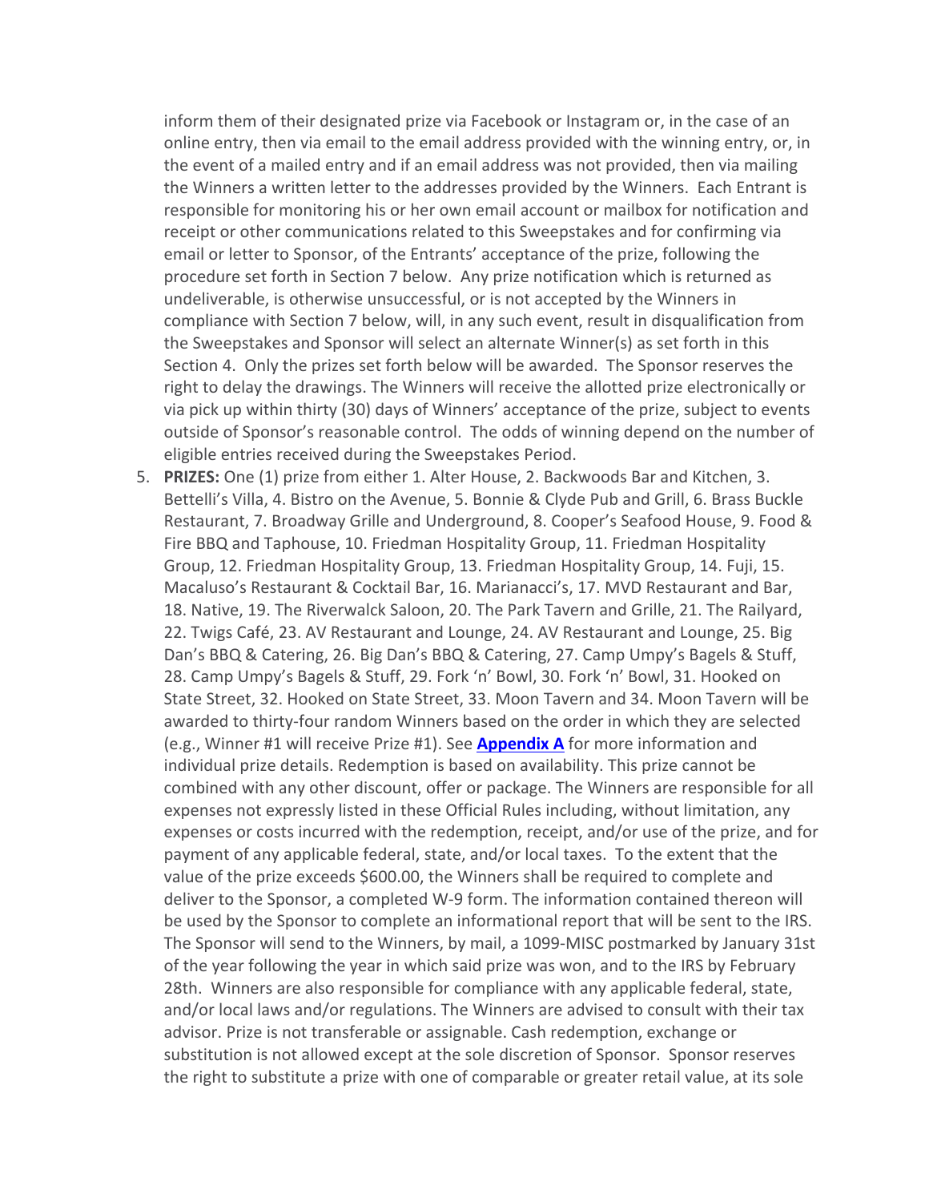inform them of their designated prize via Facebook or Instagram or, in the case of an online entry, then via email to the email address provided with the winning entry, or, in the event of a mailed entry and if an email address was not provided, then via mailing the Winners a written letter to the addresses provided by the Winners. Each Entrant is responsible for monitoring his or her own email account or mailbox for notification and receipt or other communications related to this Sweepstakes and for confirming via email or letter to Sponsor, of the Entrants' acceptance of the prize, following the procedure set forth in Section 7 below. Any prize notification which is returned as undeliverable, is otherwise unsuccessful, or is not accepted by the Winners in compliance with Section 7 below, will, in any such event, result in disqualification from the Sweepstakes and Sponsor will select an alternate Winner(s) as set forth in this Section 4. Only the prizes set forth below will be awarded. The Sponsor reserves the right to delay the drawings. The Winners will receive the allotted prize electronically or via pick up within thirty (30) days of Winners' acceptance of the prize, subject to events outside of Sponsor's reasonable control. The odds of winning depend on the number of eligible entries received during the Sweepstakes Period.

5. **PRIZES:** One (1) prize from either 1. Alter House, 2. Backwoods Bar and Kitchen, 3. Bettelli's Villa, 4. Bistro on the Avenue, 5. Bonnie & Clyde Pub and Grill, 6. Brass Buckle Restaurant, 7. Broadway Grille and Underground, 8. Cooper's Seafood House, 9. Food & Fire BBQ and Taphouse, 10. Friedman Hospitality Group, 11. Friedman Hospitality Group, 12. Friedman Hospitality Group, 13. Friedman Hospitality Group, 14. Fuji, 15. Macaluso's Restaurant & Cocktail Bar, 16. Marianacci's, 17. MVD Restaurant and Bar, 18. Native, 19. The Riverwalck Saloon, 20. The Park Tavern and Grille, 21. The Railyard, 22. Twigs Café, 23. AV Restaurant and Lounge, 24. AV Restaurant and Lounge, 25. Big Dan's BBQ & Catering, 26. Big Dan's BBQ & Catering, 27. Camp Umpy's Bagels & Stuff, 28. Camp Umpy's Bagels & Stuff, 29. Fork 'n' Bowl, 30. Fork 'n' Bowl, 31. Hooked on State Street, 32. Hooked on State Street, 33. Moon Tavern and 34. Moon Tavern will be awarded to thirty-four random Winners based on the order in which they are selected (e.g., Winner #1 will receive Prize #1). See **Appendix A** for more information and individual prize details. Redemption is based on availability. This prize cannot be combined with any other discount, offer or package. The Winners are responsible for all expenses not expressly listed in these Official Rules including, without limitation, any expenses or costs incurred with the redemption, receipt, and/or use of the prize, and for payment of any applicable federal, state, and/or local taxes. To the extent that the value of the prize exceeds $600.00, the Winners shall be required to complete and deliver to the Sponsor, a completed W-9 form. The information contained thereon will be used by the Sponsor to complete an informational report that will be sent to the IRS. The Sponsor will send to the Winners, by mail, a 1099-MISC postmarked by January 31st of the year following the year in which said prize was won, and to the IRS by February 28th. Winners are also responsible for compliance with any applicable federal, state, and/or local laws and/or regulations. The Winners are advised to consult with their tax advisor. Prize is not transferable or assignable. Cash redemption, exchange or substitution is not allowed except at the sole discretion of Sponsor. Sponsor reserves the right to substitute a prize with one of comparable or greater retail value, at its sole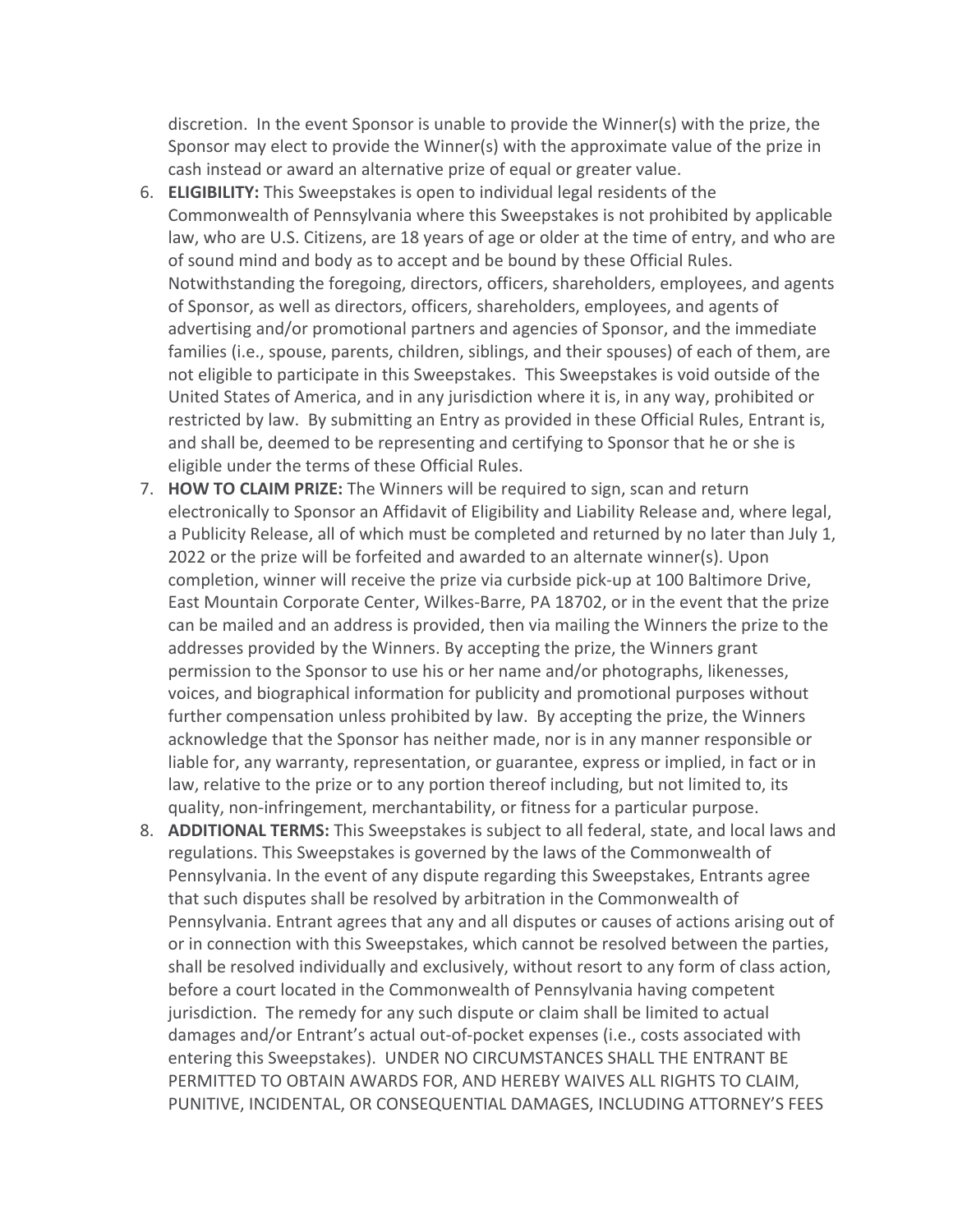discretion. In the event Sponsor is unable to provide the Winner(s) with the prize, the Sponsor may elect to provide the Winner(s) with the approximate value of the prize in cash instead or award an alternative prize of equal or greater value.

6. **ELIGIBILITY:** This Sweepstakes is open to individual legal residents of the Commonwealth of Pennsylvania where this Sweepstakes is not prohibited by applicable law, who are U.S. Citizens, are 18 years of age or older at the time of entry, and who are of sound mind and body as to accept and be bound by these Official Rules. Notwithstanding the foregoing, directors, officers, shareholders, employees, and agents of Sponsor, as well as directors, officers, shareholders, employees, and agents of advertising and/or promotional partners and agencies of Sponsor, and the immediate families (i.e., spouse, parents, children, siblings, and their spouses) of each of them, are not eligible to participate in this Sweepstakes. This Sweepstakes is void outside of the United States of America, and in any jurisdiction where it is, in any way, prohibited or restricted by law. By submitting an Entry as provided in these Official Rules, Entrant is, and shall be, deemed to be representing and certifying to Sponsor that he or she is eligible under the terms of these Official Rules.
7. **HOW TO CLAIM PRIZE:** The Winners will be required to sign, scan and return electronically to Sponsor an Affidavit of Eligibility and Liability Release and, where legal, a Publicity Release, all of which must be completed and returned by no later than July 1, 2022 or the prize will be forfeited and awarded to an alternate winner(s). Upon completion, winner will receive the prize via curbside pick-up at 100 Baltimore Drive, East Mountain Corporate Center, Wilkes-Barre, PA 18702, or in the event that the prize can be mailed and an address is provided, then via mailing the Winners the prize to the addresses provided by the Winners. By accepting the prize, the Winners grant permission to the Sponsor to use his or her name and/or photographs, likenesses, voices, and biographical information for publicity and promotional purposes without further compensation unless prohibited by law. By accepting the prize, the Winners acknowledge that the Sponsor has neither made, nor is in any manner responsible or liable for, any warranty, representation, or guarantee, express or implied, in fact or in law, relative to the prize or to any portion thereof including, but not limited to, its quality, non-infringement, merchantability, or fitness for a particular purpose.
8. **ADDITIONAL TERMS:** This Sweepstakes is subject to all federal, state, and local laws and regulations. This Sweepstakes is governed by the laws of the Commonwealth of Pennsylvania. In the event of any dispute regarding this Sweepstakes, Entrants agree that such disputes shall be resolved by arbitration in the Commonwealth of Pennsylvania. Entrant agrees that any and all disputes or causes of actions arising out of or in connection with this Sweepstakes, which cannot be resolved between the parties, shall be resolved individually and exclusively, without resort to any form of class action, before a court located in the Commonwealth of Pennsylvania having competent jurisdiction. The remedy for any such dispute or claim shall be limited to actual damages and/or Entrant's actual out-of-pocket expenses (i.e., costs associated with entering this Sweepstakes). UNDER NO CIRCUMSTANCES SHALL THE ENTRANT BE PERMITTED TO OBTAIN AWARDS FOR, AND HEREBY WAIVES ALL RIGHTS TO CLAIM, PUNITIVE, INCIDENTAL, OR CONSEQUENTIAL DAMAGES, INCLUDING ATTORNEY'S FEES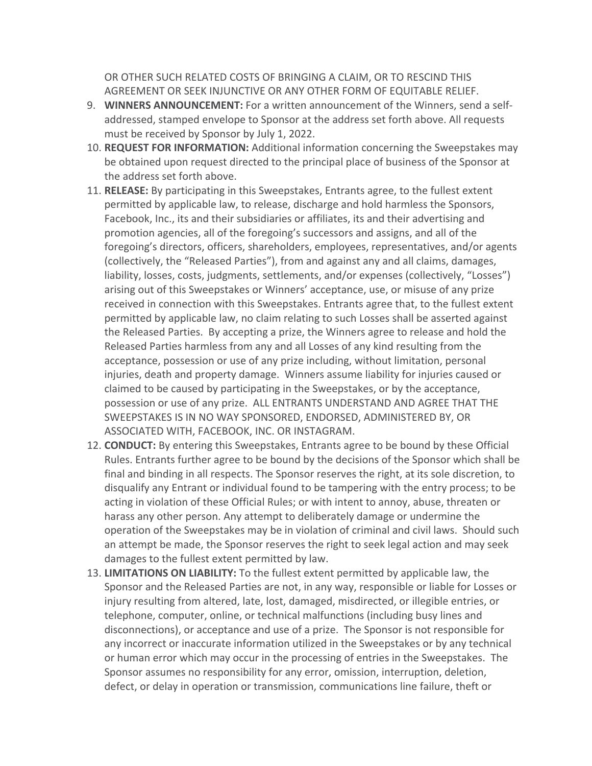OR OTHER SUCH RELATED COSTS OF BRINGING A CLAIM, OR TO RESCIND THIS AGREEMENT OR SEEK INJUNCTIVE OR ANY OTHER FORM OF EQUITABLE RELIEF.

9. **WINNERS ANNOUNCEMENT:** For a written announcement of the Winners, send a self-addressed, stamped envelope to Sponsor at the address set forth above. All requests must be received by Sponsor by July 1, 2022.
10. **REQUEST FOR INFORMATION:** Additional information concerning the Sweepstakes may be obtained upon request directed to the principal place of business of the Sponsor at the address set forth above.
11. **RELEASE:** By participating in this Sweepstakes, Entrants agree, to the fullest extent permitted by applicable law, to release, discharge and hold harmless the Sponsors, Facebook, Inc., its and their subsidiaries or affiliates, its and their advertising and promotion agencies, all of the foregoing's successors and assigns, and all of the foregoing's directors, officers, shareholders, employees, representatives, and/or agents (collectively, the "Released Parties"), from and against any and all claims, damages, liability, losses, costs, judgments, settlements, and/or expenses (collectively, "Losses") arising out of this Sweepstakes or Winners' acceptance, use, or misuse of any prize received in connection with this Sweepstakes. Entrants agree that, to the fullest extent permitted by applicable law, no claim relating to such Losses shall be asserted against the Released Parties. By accepting a prize, the Winners agree to release and hold the Released Parties harmless from any and all Losses of any kind resulting from the acceptance, possession or use of any prize including, without limitation, personal injuries, death and property damage. Winners assume liability for injuries caused or claimed to be caused by participating in the Sweepstakes, or by the acceptance, possession or use of any prize. ALL ENTRANTS UNDERSTAND AND AGREE THAT THE SWEEPSTAKES IS IN NO WAY SPONSORED, ENDORSED, ADMINISTERED BY, OR ASSOCIATED WITH, FACEBOOK, INC. OR INSTAGRAM.
12. **CONDUCT:** By entering this Sweepstakes, Entrants agree to be bound by these Official Rules. Entrants further agree to be bound by the decisions of the Sponsor which shall be final and binding in all respects. The Sponsor reserves the right, at its sole discretion, to disqualify any Entrant or individual found to be tampering with the entry process; to be acting in violation of these Official Rules; or with intent to annoy, abuse, threaten or harass any other person. Any attempt to deliberately damage or undermine the operation of the Sweepstakes may be in violation of criminal and civil laws. Should such an attempt be made, the Sponsor reserves the right to seek legal action and may seek damages to the fullest extent permitted by law.
13. **LIMITATIONS ON LIABILITY:** To the fullest extent permitted by applicable law, the Sponsor and the Released Parties are not, in any way, responsible or liable for Losses or injury resulting from altered, late, lost, damaged, misdirected, or illegible entries, or telephone, computer, online, or technical malfunctions (including busy lines and disconnections), or acceptance and use of a prize. The Sponsor is not responsible for any incorrect or inaccurate information utilized in the Sweepstakes or by any technical or human error which may occur in the processing of entries in the Sweepstakes. The Sponsor assumes no responsibility for any error, omission, interruption, deletion, defect, or delay in operation or transmission, communications line failure, theft or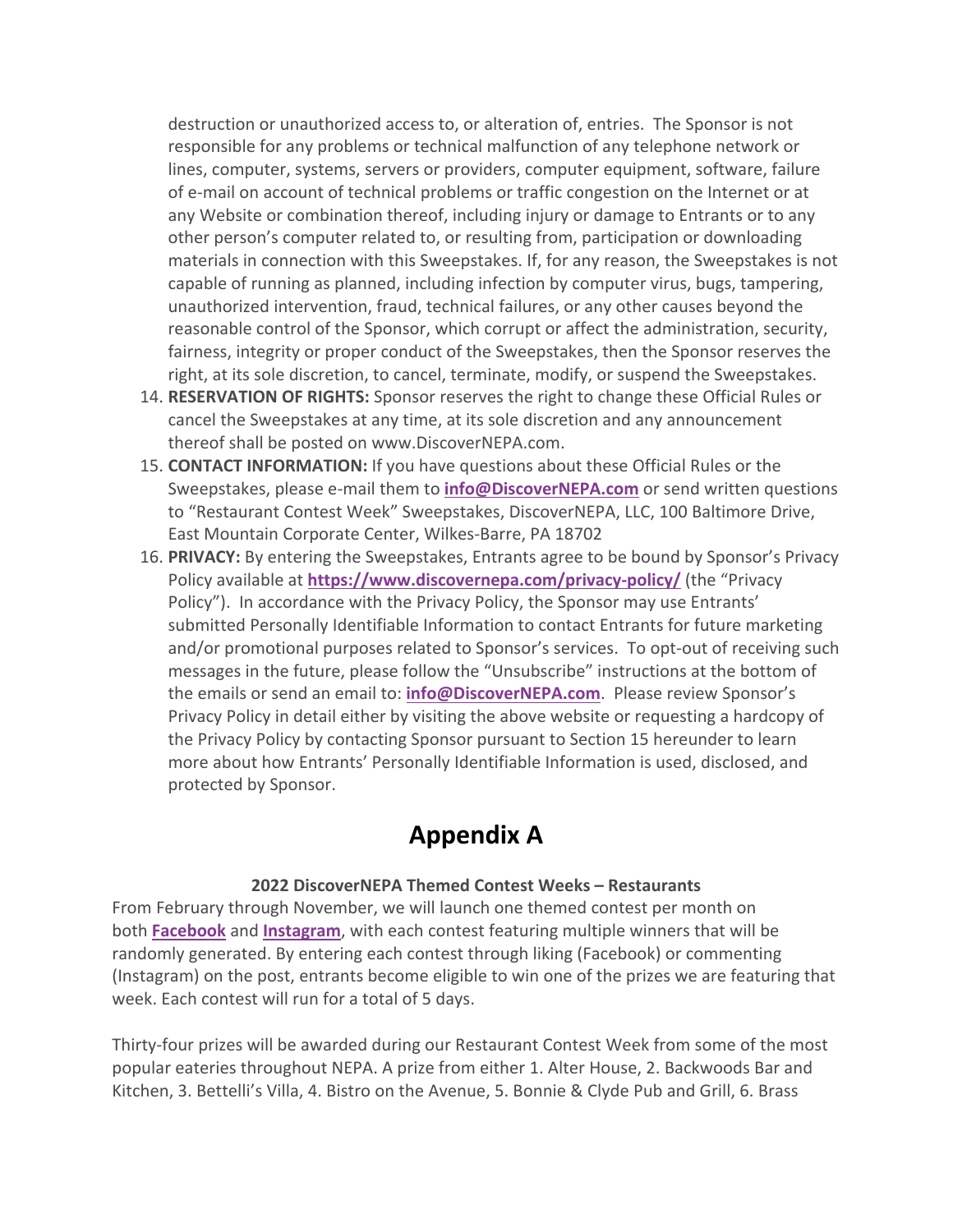destruction or unauthorized access to, or alteration of, entries. The Sponsor is not responsible for any problems or technical malfunction of any telephone network or lines, computer, systems, servers or providers, computer equipment, software, failure of e-mail on account of technical problems or traffic congestion on the Internet or at any Website or combination thereof, including injury or damage to Entrants or to any other person's computer related to, or resulting from, participation or downloading materials in connection with this Sweepstakes. If, for any reason, the Sweepstakes is not capable of running as planned, including infection by computer virus, bugs, tampering, unauthorized intervention, fraud, technical failures, or any other causes beyond the reasonable control of the Sponsor, which corrupt or affect the administration, security, fairness, integrity or proper conduct of the Sweepstakes, then the Sponsor reserves the right, at its sole discretion, to cancel, terminate, modify, or suspend the Sweepstakes.

14. **RESERVATION OF RIGHTS:** Sponsor reserves the right to change these Official Rules or cancel the Sweepstakes at any time, at its sole discretion and any announcement thereof shall be posted on www.DiscoverNEPA.com.
15. **CONTACT INFORMATION:** If you have questions about these Official Rules or the Sweepstakes, please e-mail them to **info@DiscoverNEPA.com** or send written questions to "Restaurant Contest Week" Sweepstakes, DiscoverNEPA, LLC, 100 Baltimore Drive, East Mountain Corporate Center, Wilkes-Barre, PA 18702
16. **PRIVACY:** By entering the Sweepstakes, Entrants agree to be bound by Sponsor's Privacy Policy available at **https://www.discovernepa.com/privacy-policy/** (the "Privacy Policy"). In accordance with the Privacy Policy, the Sponsor may use Entrants' submitted Personally Identifiable Information to contact Entrants for future marketing and/or promotional purposes related to Sponsor's services. To opt-out of receiving such messages in the future, please follow the "Unsubscribe" instructions at the bottom of the emails or send an email to: **info@DiscoverNEPA.com**. Please review Sponsor's Privacy Policy in detail either by visiting the above website or requesting a hardcopy of the Privacy Policy by contacting Sponsor pursuant to Section 15 hereunder to learn more about how Entrants' Personally Identifiable Information is used, disclosed, and protected by Sponsor.

# Appendix A

**2022 DiscoverNEPA Themed Contest Weeks – Restaurants**

From February through November, we will launch one themed contest per month on both **Facebook** and **Instagram**, with each contest featuring multiple winners that will be randomly generated. By entering each contest through liking (Facebook) or commenting (Instagram) on the post, entrants become eligible to win one of the prizes we are featuring that week. Each contest will run for a total of 5 days.

Thirty-four prizes will be awarded during our Restaurant Contest Week from some of the most popular eateries throughout NEPA. A prize from either 1. Alter House, 2. Backwoods Bar and Kitchen, 3. Bettelli's Villa, 4. Bistro on the Avenue, 5. Bonnie & Clyde Pub and Grill, 6. Brass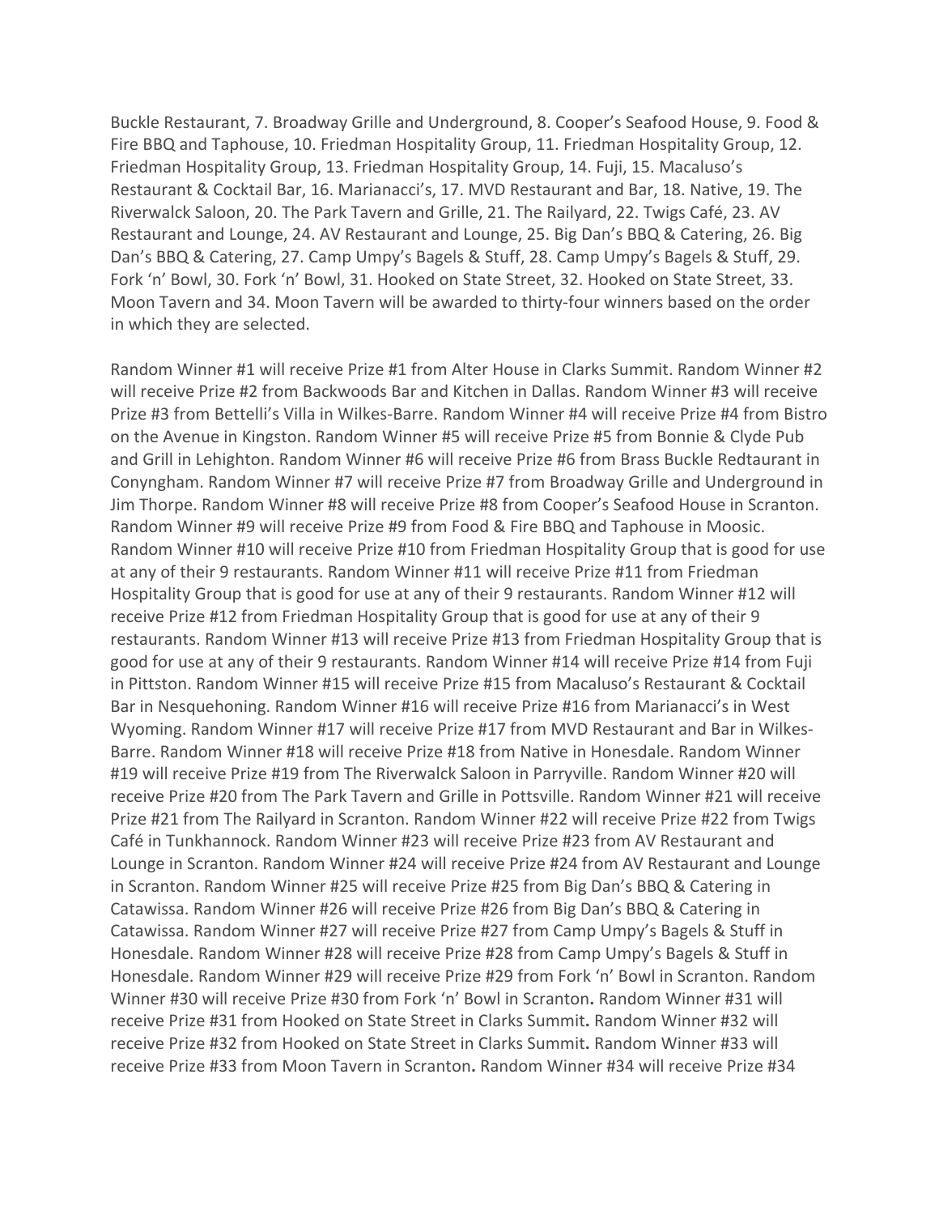Buckle Restaurant, 7. Broadway Grille and Underground, 8. Cooper's Seafood House, 9. Food & Fire BBQ and Taphouse, 10. Friedman Hospitality Group, 11. Friedman Hospitality Group, 12. Friedman Hospitality Group, 13. Friedman Hospitality Group, 14. Fuji, 15. Macaluso's Restaurant & Cocktail Bar, 16. Marianacci's, 17. MVD Restaurant and Bar, 18. Native, 19. The Riverwalck Saloon, 20. The Park Tavern and Grille, 21. The Railyard, 22. Twigs Café, 23. AV Restaurant and Lounge, 24. AV Restaurant and Lounge, 25. Big Dan's BBQ & Catering, 26. Big Dan's BBQ & Catering, 27. Camp Umpy's Bagels & Stuff, 28. Camp Umpy's Bagels & Stuff, 29. Fork 'n' Bowl, 30. Fork 'n' Bowl, 31. Hooked on State Street, 32. Hooked on State Street, 33. Moon Tavern and 34. Moon Tavern will be awarded to thirty-four winners based on the order in which they are selected.

Random Winner #1 will receive Prize #1 from Alter House in Clarks Summit. Random Winner #2 will receive Prize #2 from Backwoods Bar and Kitchen in Dallas. Random Winner #3 will receive Prize #3 from Bettelli's Villa in Wilkes-Barre. Random Winner #4 will receive Prize #4 from Bistro on the Avenue in Kingston. Random Winner #5 will receive Prize #5 from Bonnie & Clyde Pub and Grill in Lehighton. Random Winner #6 will receive Prize #6 from Brass Buckle Redtaurant in Conyngham. Random Winner #7 will receive Prize #7 from Broadway Grille and Underground in Jim Thorpe. Random Winner #8 will receive Prize #8 from Cooper's Seafood House in Scranton. Random Winner #9 will receive Prize #9 from Food & Fire BBQ and Taphouse in Moosic. Random Winner #10 will receive Prize #10 from Friedman Hospitality Group that is good for use at any of their 9 restaurants. Random Winner #11 will receive Prize #11 from Friedman Hospitality Group that is good for use at any of their 9 restaurants. Random Winner #12 will receive Prize #12 from Friedman Hospitality Group that is good for use at any of their 9 restaurants. Random Winner #13 will receive Prize #13 from Friedman Hospitality Group that is good for use at any of their 9 restaurants. Random Winner #14 will receive Prize #14 from Fuji in Pittston. Random Winner #15 will receive Prize #15 from Macaluso's Restaurant & Cocktail Bar in Nesquehoning. Random Winner #16 will receive Prize #16 from Marianacci's in West Wyoming. Random Winner #17 will receive Prize #17 from MVD Restaurant and Bar in Wilkes-Barre. Random Winner #18 will receive Prize #18 from Native in Honesdale. Random Winner #19 will receive Prize #19 from The Riverwalck Saloon in Parryville. Random Winner #20 will receive Prize #20 from The Park Tavern and Grille in Pottsville. Random Winner #21 will receive Prize #21 from The Railyard in Scranton. Random Winner #22 will receive Prize #22 from Twigs Café in Tunkhannock. Random Winner #23 will receive Prize #23 from AV Restaurant and Lounge in Scranton. Random Winner #24 will receive Prize #24 from AV Restaurant and Lounge in Scranton. Random Winner #25 will receive Prize #25 from Big Dan's BBQ & Catering in Catawissa. Random Winner #26 will receive Prize #26 from Big Dan's BBQ & Catering in Catawissa. Random Winner #27 will receive Prize #27 from Camp Umpy's Bagels & Stuff in Honesdale. Random Winner #28 will receive Prize #28 from Camp Umpy's Bagels & Stuff in Honesdale. Random Winner #29 will receive Prize #29 from Fork 'n' Bowl in Scranton. Random Winner #30 will receive Prize #30 from Fork 'n' Bowl in Scranton**.** Random Winner #31 will receive Prize #31 from Hooked on State Street in Clarks Summit**.** Random Winner #32 will receive Prize #32 from Hooked on State Street in Clarks Summit**.** Random Winner #33 will receive Prize #33 from Moon Tavern in Scranton**.** Random Winner #34 will receive Prize #34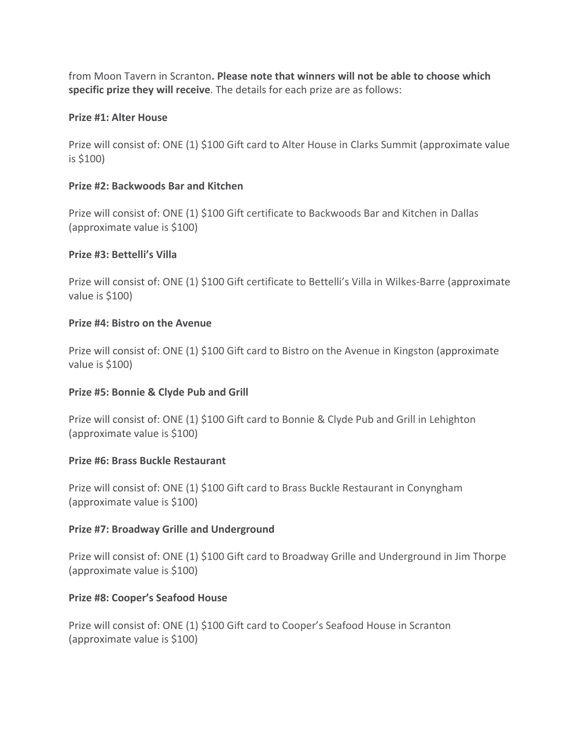from Moon Tavern in Scranton**. Please note that winners will not be able to choose which specific prize they will receive**. The details for each prize are as follows:

**Prize #1: Alter House**

Prize will consist of: ONE (1) $100 Gift card to Alter House in Clarks Summit (approximate value is $100)

**Prize #2: Backwoods Bar and Kitchen**

Prize will consist of: ONE (1) $100 Gift certificate to Backwoods Bar and Kitchen in Dallas (approximate value is $100)

**Prize #3: Bettelli's Villa**

Prize will consist of: ONE (1) $100 Gift certificate to Bettelli's Villa in Wilkes-Barre (approximate value is $100)

**Prize #4: Bistro on the Avenue**

Prize will consist of: ONE (1) $100 Gift card to Bistro on the Avenue in Kingston (approximate value is $100)

**Prize #5: Bonnie & Clyde Pub and Grill**

Prize will consist of: ONE (1) $100 Gift card to Bonnie & Clyde Pub and Grill in Lehighton (approximate value is $100)

**Prize #6: Brass Buckle Restaurant**

Prize will consist of: ONE (1) $100 Gift card to Brass Buckle Restaurant in Conyngham (approximate value is $100)

**Prize #7: Broadway Grille and Underground**

Prize will consist of: ONE (1) $100 Gift card to Broadway Grille and Underground in Jim Thorpe (approximate value is $100)

**Prize #8: Cooper's Seafood House**

Prize will consist of: ONE (1) $100 Gift card to Cooper's Seafood House in Scranton (approximate value is $100)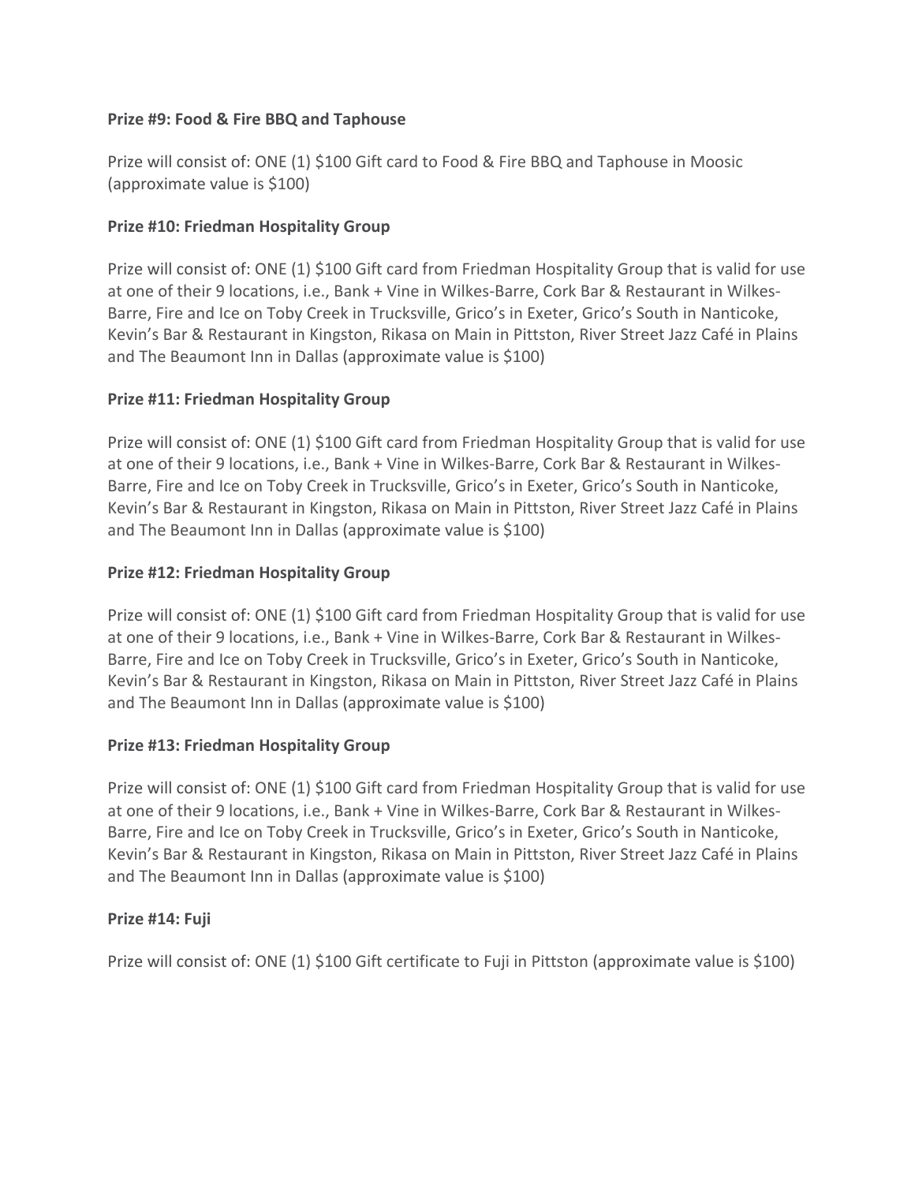**Prize #9: Food & Fire BBQ and Taphouse**

Prize will consist of: ONE (1) $100 Gift card to Food & Fire BBQ and Taphouse in Moosic (approximate value is $100)

**Prize #10: Friedman Hospitality Group**

Prize will consist of: ONE (1) $100 Gift card from Friedman Hospitality Group that is valid for use at one of their 9 locations, i.e., Bank + Vine in Wilkes-Barre, Cork Bar & Restaurant in Wilkes-Barre, Fire and Ice on Toby Creek in Trucksville, Grico's in Exeter, Grico's South in Nanticoke, Kevin's Bar & Restaurant in Kingston, Rikasa on Main in Pittston, River Street Jazz Café in Plains and The Beaumont Inn in Dallas (approximate value is $100)

**Prize #11: Friedman Hospitality Group**

Prize will consist of: ONE (1) $100 Gift card from Friedman Hospitality Group that is valid for use at one of their 9 locations, i.e., Bank + Vine in Wilkes-Barre, Cork Bar & Restaurant in Wilkes-Barre, Fire and Ice on Toby Creek in Trucksville, Grico's in Exeter, Grico's South in Nanticoke, Kevin's Bar & Restaurant in Kingston, Rikasa on Main in Pittston, River Street Jazz Café in Plains and The Beaumont Inn in Dallas (approximate value is $100)

**Prize #12: Friedman Hospitality Group**

Prize will consist of: ONE (1) $100 Gift card from Friedman Hospitality Group that is valid for use at one of their 9 locations, i.e., Bank + Vine in Wilkes-Barre, Cork Bar & Restaurant in Wilkes-Barre, Fire and Ice on Toby Creek in Trucksville, Grico's in Exeter, Grico's South in Nanticoke, Kevin's Bar & Restaurant in Kingston, Rikasa on Main in Pittston, River Street Jazz Café in Plains and The Beaumont Inn in Dallas (approximate value is $100)

**Prize #13: Friedman Hospitality Group**

Prize will consist of: ONE (1) $100 Gift card from Friedman Hospitality Group that is valid for use at one of their 9 locations, i.e., Bank + Vine in Wilkes-Barre, Cork Bar & Restaurant in Wilkes-Barre, Fire and Ice on Toby Creek in Trucksville, Grico's in Exeter, Grico's South in Nanticoke, Kevin's Bar & Restaurant in Kingston, Rikasa on Main in Pittston, River Street Jazz Café in Plains and The Beaumont Inn in Dallas (approximate value is $100)

**Prize #14: Fuji**

Prize will consist of: ONE (1) $100 Gift certificate to Fuji in Pittston (approximate value is $100)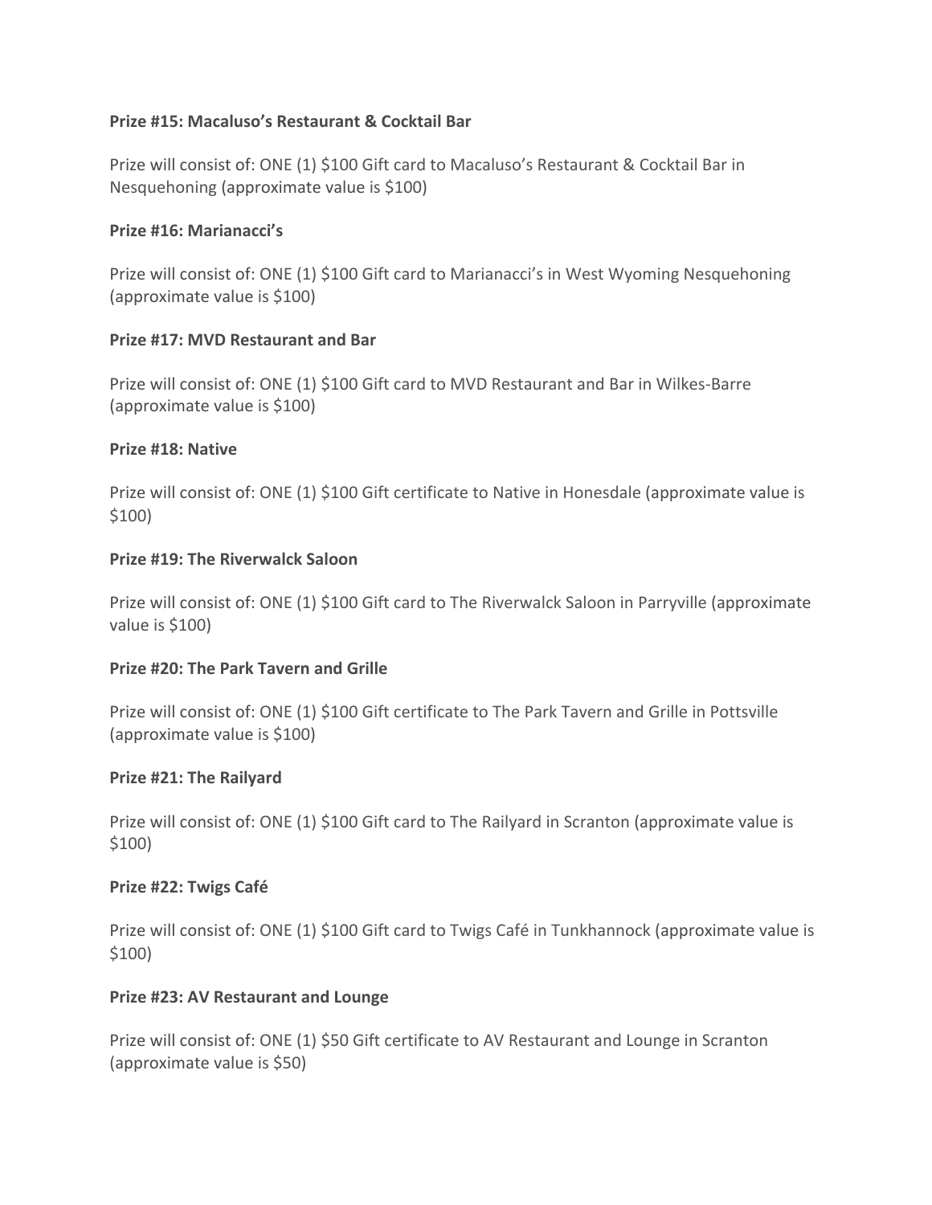**Prize #15: Macaluso's Restaurant & Cocktail Bar**

Prize will consist of: ONE (1) $100 Gift card to Macaluso's Restaurant & Cocktail Bar in Nesquehoning (approximate value is $100)

**Prize #16: Marianacci's**

Prize will consist of: ONE (1) $100 Gift card to Marianacci's in West Wyoming Nesquehoning (approximate value is $100)

**Prize #17: MVD Restaurant and Bar**

Prize will consist of: ONE (1) $100 Gift card to MVD Restaurant and Bar in Wilkes-Barre (approximate value is $100)

**Prize #18: Native**

Prize will consist of: ONE (1) $100 Gift certificate to Native in Honesdale (approximate value is $100)

**Prize #19: The Riverwalck Saloon**

Prize will consist of: ONE (1) $100 Gift card to The Riverwalck Saloon in Parryville (approximate value is $100)

**Prize #20: The Park Tavern and Grille**

Prize will consist of: ONE (1) $100 Gift certificate to The Park Tavern and Grille in Pottsville (approximate value is $100)

**Prize #21: The Railyard**

Prize will consist of: ONE (1) $100 Gift card to The Railyard in Scranton (approximate value is $100)

**Prize #22: Twigs Café**

Prize will consist of: ONE (1) $100 Gift card to Twigs Café in Tunkhannock (approximate value is $100)

**Prize #23: AV Restaurant and Lounge**

Prize will consist of: ONE (1) $50 Gift certificate to AV Restaurant and Lounge in Scranton (approximate value is $50)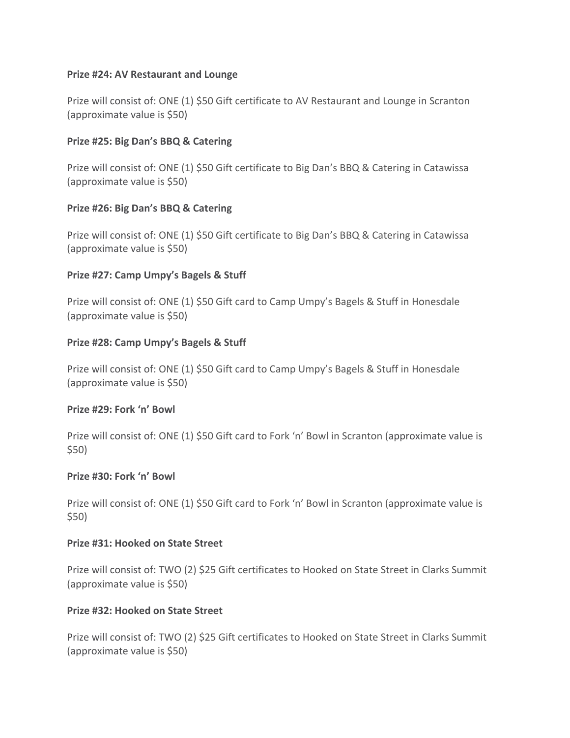**Prize #24: AV Restaurant and Lounge**

Prize will consist of: ONE (1) $50 Gift certificate to AV Restaurant and Lounge in Scranton (approximate value is $50)

**Prize #25: Big Dan's BBQ & Catering**

Prize will consist of: ONE (1) $50 Gift certificate to Big Dan's BBQ & Catering in Catawissa (approximate value is $50)

**Prize #26: Big Dan's BBQ & Catering**

Prize will consist of: ONE (1) $50 Gift certificate to Big Dan's BBQ & Catering in Catawissa (approximate value is $50)

**Prize #27: Camp Umpy's Bagels & Stuff**

Prize will consist of: ONE (1) $50 Gift card to Camp Umpy's Bagels & Stuff in Honesdale (approximate value is $50)

**Prize #28: Camp Umpy's Bagels & Stuff**

Prize will consist of: ONE (1) $50 Gift card to Camp Umpy's Bagels & Stuff in Honesdale (approximate value is $50)

**Prize #29: Fork 'n' Bowl**

Prize will consist of: ONE (1) $50 Gift card to Fork 'n' Bowl in Scranton (approximate value is $50)

**Prize #30: Fork 'n' Bowl**

Prize will consist of: ONE (1) $50 Gift card to Fork 'n' Bowl in Scranton (approximate value is $50)

**Prize #31: Hooked on State Street**

Prize will consist of: TWO (2) $25 Gift certificates to Hooked on State Street in Clarks Summit (approximate value is $50)

**Prize #32: Hooked on State Street**

Prize will consist of: TWO (2) $25 Gift certificates to Hooked on State Street in Clarks Summit (approximate value is $50)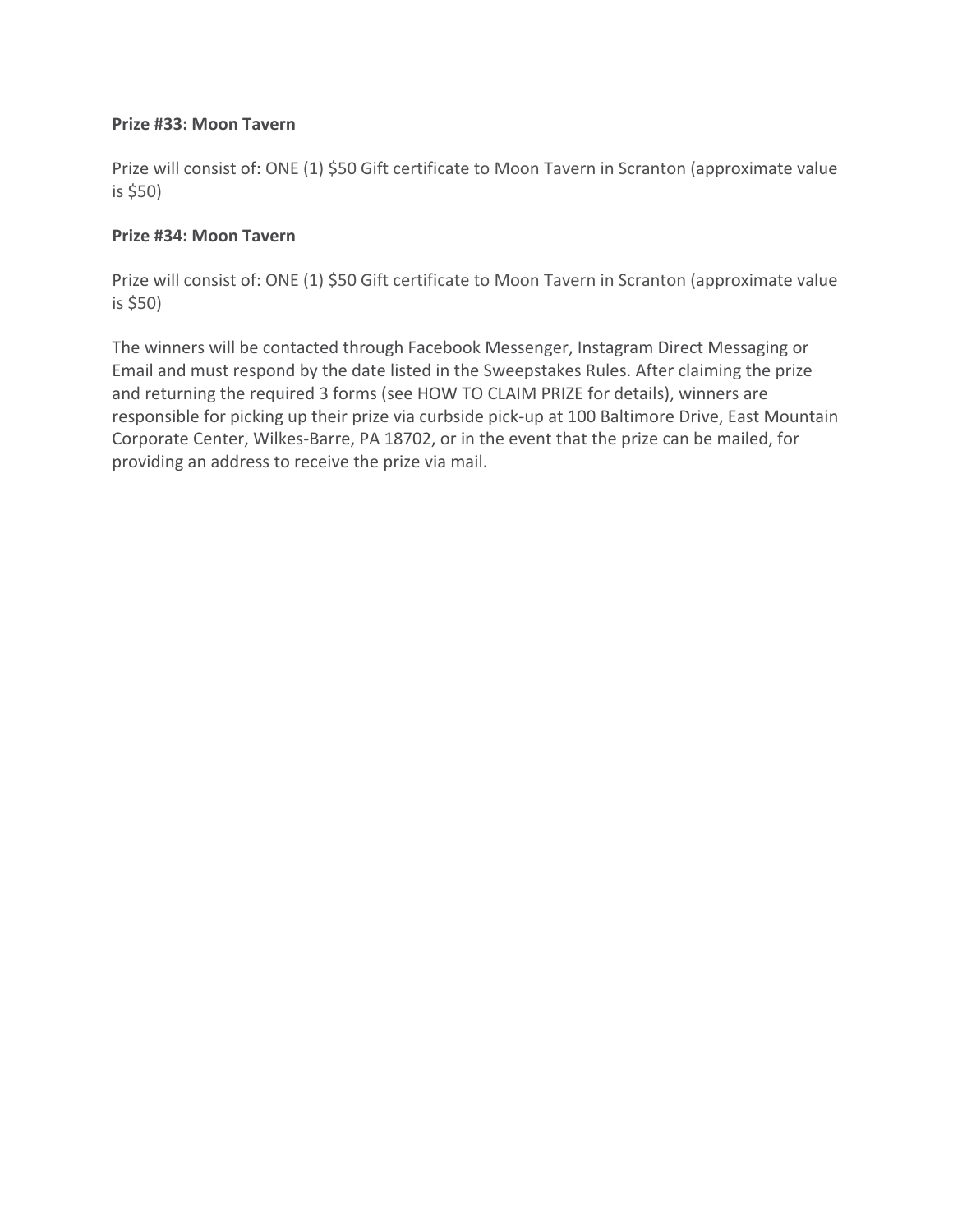**Prize #33: Moon Tavern**

Prize will consist of: ONE (1) $50 Gift certificate to Moon Tavern in Scranton (approximate value is $50)

**Prize #34: Moon Tavern**

Prize will consist of: ONE (1) $50 Gift certificate to Moon Tavern in Scranton (approximate value is $50)

The winners will be contacted through Facebook Messenger, Instagram Direct Messaging or Email and must respond by the date listed in the Sweepstakes Rules. After claiming the prize and returning the required 3 forms (see HOW TO CLAIM PRIZE for details), winners are responsible for picking up their prize via curbside pick-up at 100 Baltimore Drive, East Mountain Corporate Center, Wilkes-Barre, PA 18702, or in the event that the prize can be mailed, for providing an address to receive the prize via mail.